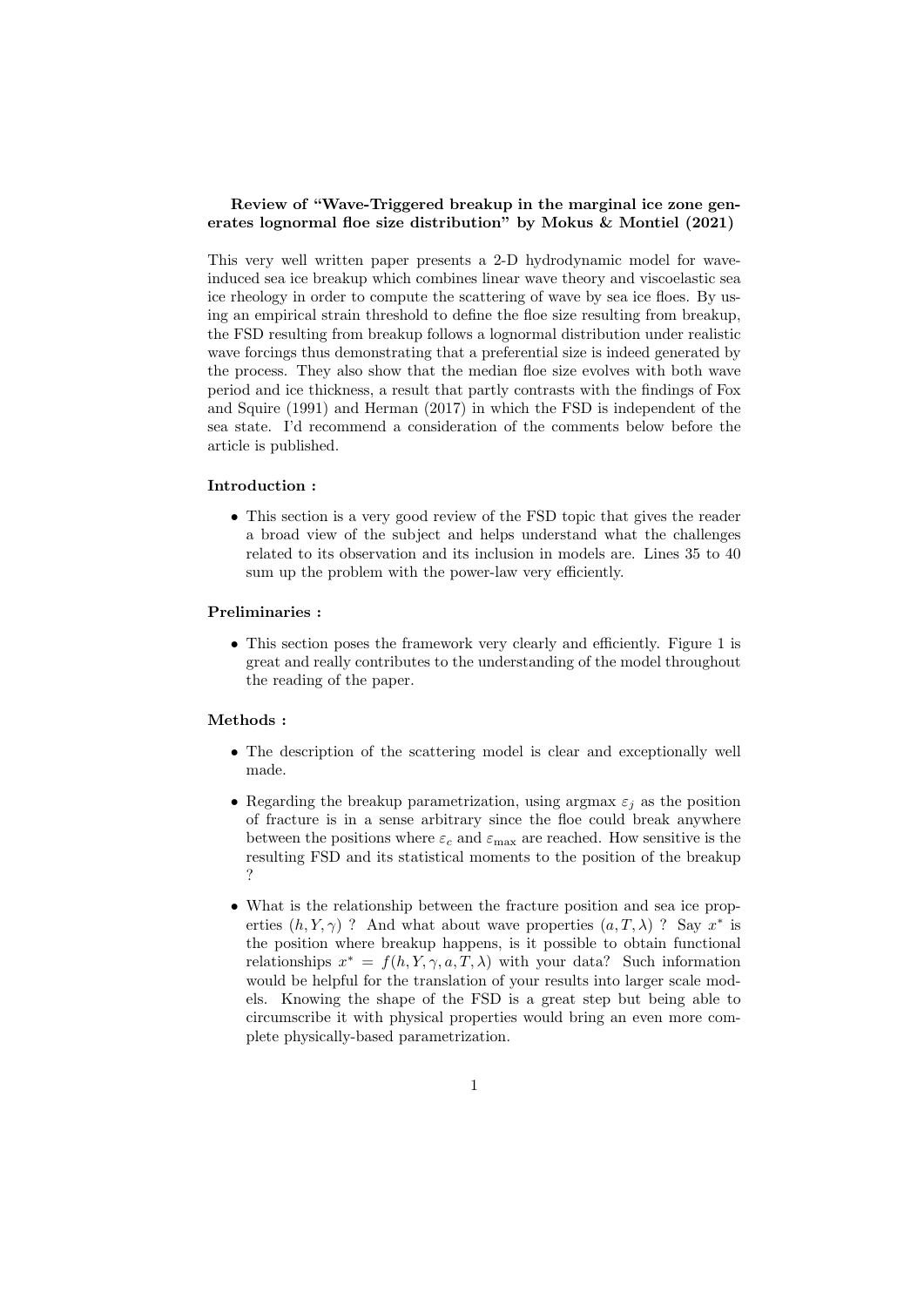**Review of "Wave-Triggered breakup in the marginal ice zone generates lognormal floe size distribution" by Mokus & Montiel (2021)**

This very well written paper presents a 2-D hydrodynamic model for wave-induced sea ice breakup which combines linear wave theory and viscoelastic sea ice rheology in order to compute the scattering of wave by sea ice floes. By using an empirical strain threshold to define the floe size resulting from breakup, the FSD resulting from breakup follows a lognormal distribution under realistic wave forcings thus demonstrating that a preferential size is indeed generated by the process. They also show that the median floe size evolves with both wave period and ice thickness, a result that partly contrasts with the findings of Fox and Squire (1991) and Herman (2017) in which the FSD is independent of the sea state. I'd recommend a consideration of the comments below before the article is published.

**Introduction :**

- This section is a very good review of the FSD topic that gives the reader a broad view of the subject and helps understand what the challenges related to its observation and its inclusion in models are. Lines 35 to 40 sum up the problem with the power-law very efficiently.

**Preliminaries :**

- This section poses the framework very clearly and efficiently. Figure 1 is great and really contributes to the understanding of the model throughout the reading of the paper.

**Methods :**

- The description of the scattering model is clear and exceptionally well made.
- Regarding the breakup parametrization, using argmax $\varepsilon_j$ as the position of fracture is in a sense arbitrary since the floe could break anywhere between the positions where $\varepsilon_c$ and $\varepsilon_{\max}$ are reached. How sensitive is the resulting FSD and its statistical moments to the position of the breakup ?
- What is the relationship between the fracture position and sea ice properties $(h, Y, \gamma)$ ? And what about wave properties $(a, T, \lambda)$ ? Say $x^*$ is the position where breakup happens, is it possible to obtain functional relationships $x^* = f(h, Y, \gamma, a, T, \lambda)$ with your data? Such information would be helpful for the translation of your results into larger scale models. Knowing the shape of the FSD is a great step but being able to circumscribe it with physical properties would bring an even more complete physically-based parametrization.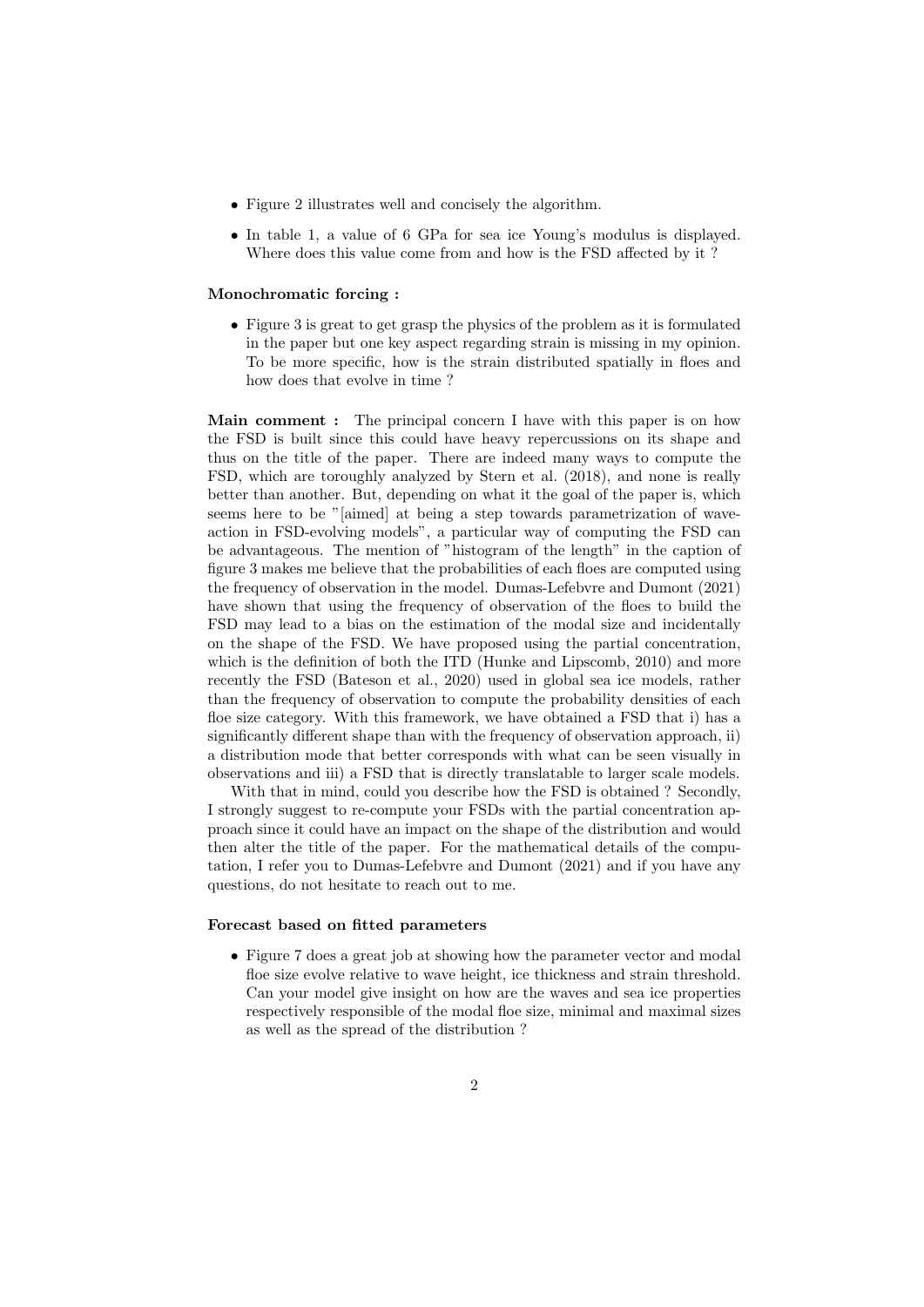- Figure 2 illustrates well and concisely the algorithm.
- In table 1, a value of 6 GPa for sea ice Young's modulus is displayed. Where does this value come from and how is the FSD affected by it ?

**Monochromatic forcing :**

- Figure 3 is great to get grasp the physics of the problem as it is formulated in the paper but one key aspect regarding strain is missing in my opinion. To be more specific, how is the strain distributed spatially in floes and how does that evolve in time ?

**Main comment :** The principal concern I have with this paper is on how the FSD is built since this could have heavy repercussions on its shape and thus on the title of the paper. There are indeed many ways to compute the FSD, which are toroughly analyzed by Stern et al. (2018), and none is really better than another. But, depending on what it the goal of the paper is, which seems here to be "[aimed] at being a step towards parametrization of wave-action in FSD-evolving models", a particular way of computing the FSD can be advantageous. The mention of "histogram of the length" in the caption of figure 3 makes me believe that the probabilities of each floes are computed using the frequency of observation in the model. Dumas-Lefebvre and Dumont (2021) have shown that using the frequency of observation of the floes to build the FSD may lead to a bias on the estimation of the modal size and incidentally on the shape of the FSD. We have proposed using the partial concentration, which is the definition of both the ITD (Hunke and Lipscomb, 2010) and more recently the FSD (Bateson et al., 2020) used in global sea ice models, rather than the frequency of observation to compute the probability densities of each floe size category. With this framework, we have obtained a FSD that i) has a significantly different shape than with the frequency of observation approach, ii) a distribution mode that better corresponds with what can be seen visually in observations and iii) a FSD that is directly translatable to larger scale models.

With that in mind, could you describe how the FSD is obtained ? Secondly, I strongly suggest to re-compute your FSDs with the partial concentration approach since it could have an impact on the shape of the distribution and would then alter the title of the paper. For the mathematical details of the computation, I refer you to Dumas-Lefebvre and Dumont (2021) and if you have any questions, do not hesitate to reach out to me.

**Forecast based on fitted parameters**

- Figure 7 does a great job at showing how the parameter vector and modal floe size evolve relative to wave height, ice thickness and strain threshold. Can your model give insight on how are the waves and sea ice properties respectively responsible of the modal floe size, minimal and maximal sizes as well as the spread of the distribution ?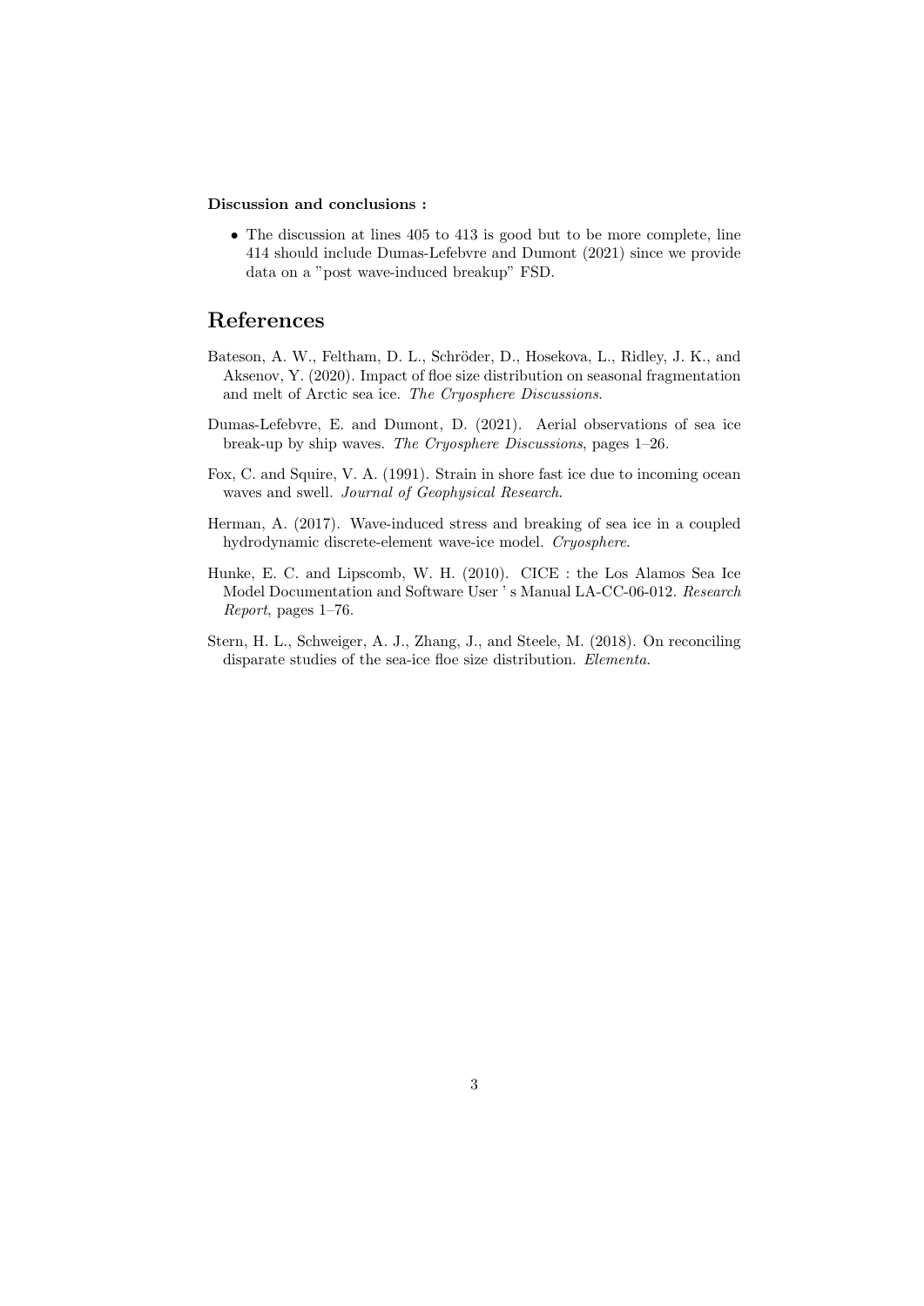**Discussion and conclusions :**

- The discussion at lines 405 to 413 is good but to be more complete, line 414 should include Dumas-Lefebvre and Dumont (2021) since we provide data on a "post wave-induced breakup" FSD.

## References

Bateson, A. W., Feltham, D. L., Schröder, D., Hosekova, L., Ridley, J. K., and Aksenov, Y. (2020). Impact of floe size distribution on seasonal fragmentation and melt of Arctic sea ice. *The Cryosphere Discussions*.

Dumas-Lefebvre, E. and Dumont, D. (2021). Aerial observations of sea ice break-up by ship waves. *The Cryosphere Discussions*, pages 1–26.

Fox, C. and Squire, V. A. (1991). Strain in shore fast ice due to incoming ocean waves and swell. *Journal of Geophysical Research*.

Herman, A. (2017). Wave-induced stress and breaking of sea ice in a coupled hydrodynamic discrete-element wave-ice model. *Cryosphere*.

Hunke, E. C. and Lipscomb, W. H. (2010). CICE : the Los Alamos Sea Ice Model Documentation and Software User ' s Manual LA-CC-06-012. *Research Report*, pages 1–76.

Stern, H. L., Schweiger, A. J., Zhang, J., and Steele, M. (2018). On reconciling disparate studies of the sea-ice floe size distribution. *Elementa*.